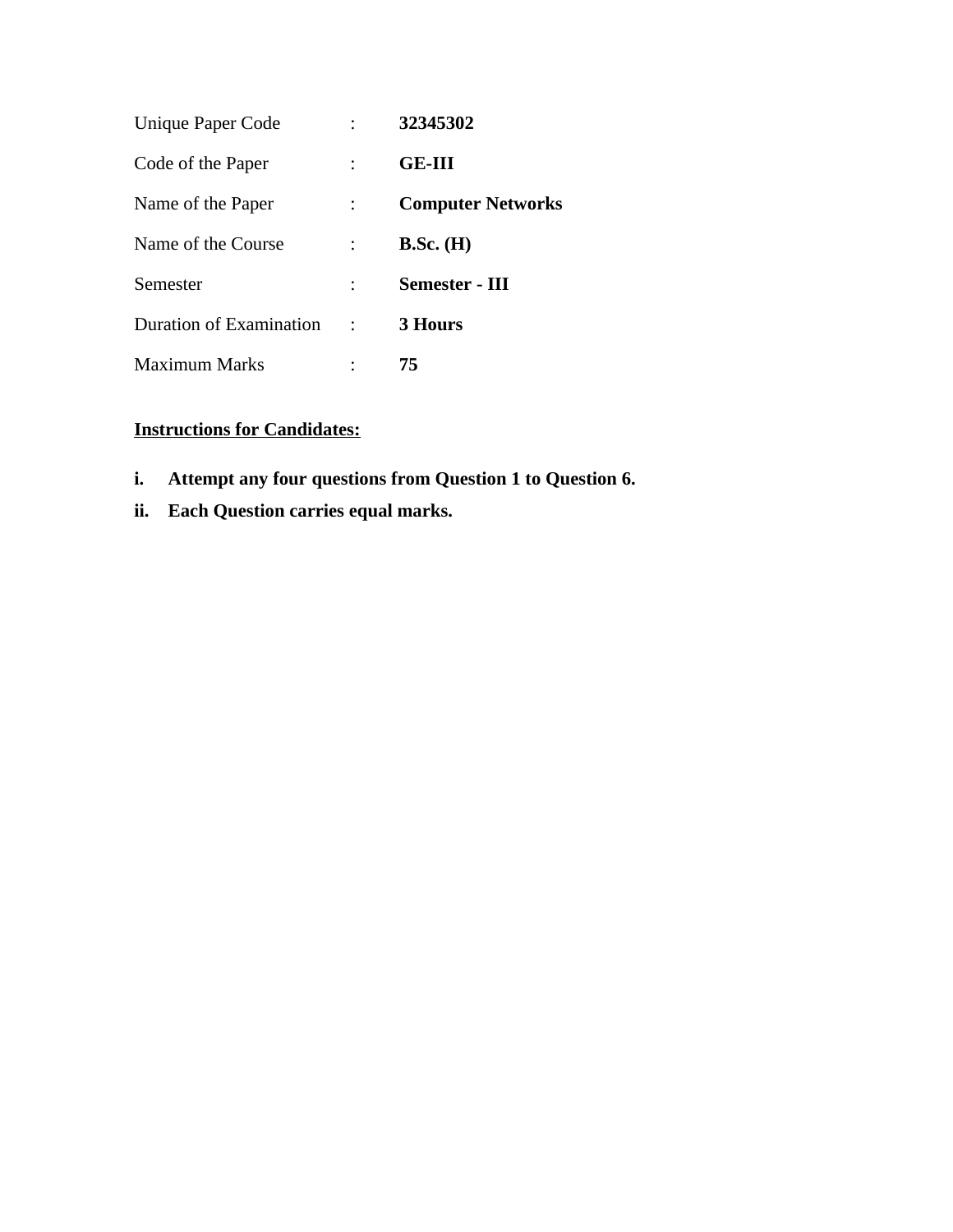| | | |
|---|---|---|
| Unique Paper Code | : | **32345302** |
| Code of the Paper | : | **GE-III** |
| Name of the Paper | : | **Computer Networks** |
| Name of the Course | : | **B.Sc. (H)** |
| Semester | : | **Semester - III** |
| Duration of Examination | : | **3 Hours** |
| Maximum Marks | : | **75** |

**Instructions for Candidates:**

i. **Attempt any four questions from Question 1 to Question 6.**

ii. **Each Question carries equal marks.**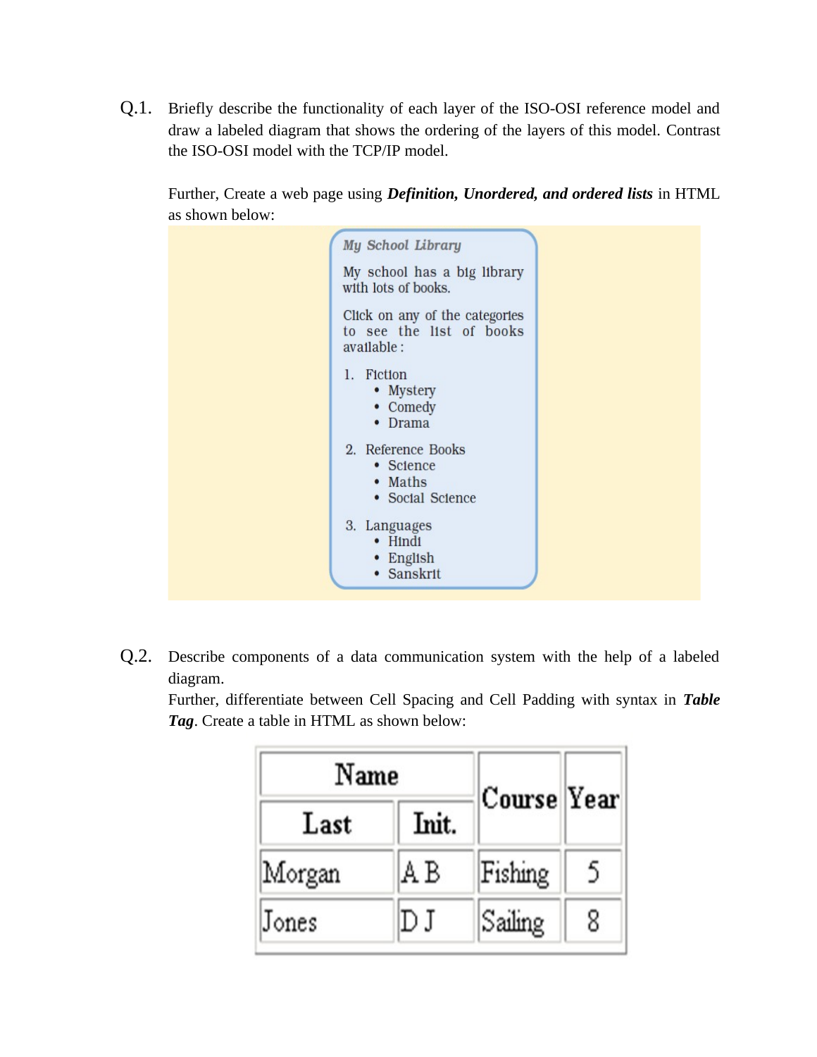Q.1. Briefly describe the functionality of each layer of the ISO-OSI reference model and draw a labeled diagram that shows the ordering of the layers of this model. Contrast the ISO-OSI model with the TCP/IP model.

Further, Create a web page using ***Definition, Unordered, and ordered lists*** in HTML as shown below:

*My School Library*

My school has a big library with lots of books.

Click on any of the categories to see the list of books available :

1. Fiction
    - Mystery
    - Comedy
    - Drama
2. Reference Books
    - Science
    - Maths
    - Social Science
3. Languages
    - Hindi
    - English
    - Sanskrit

Q.2. Describe components of a data communication system with the help of a labeled diagram.
Further, differentiate between Cell Spacing and Cell Padding with syntax in ***Table Tag***. Create a table in HTML as shown below:

| Name | | Course | Year |
|---|---|---|---|
| Last | Init. | | |
| Morgan | A B | Fishing | 5 |
| Jones | D J | Sailing | 8 |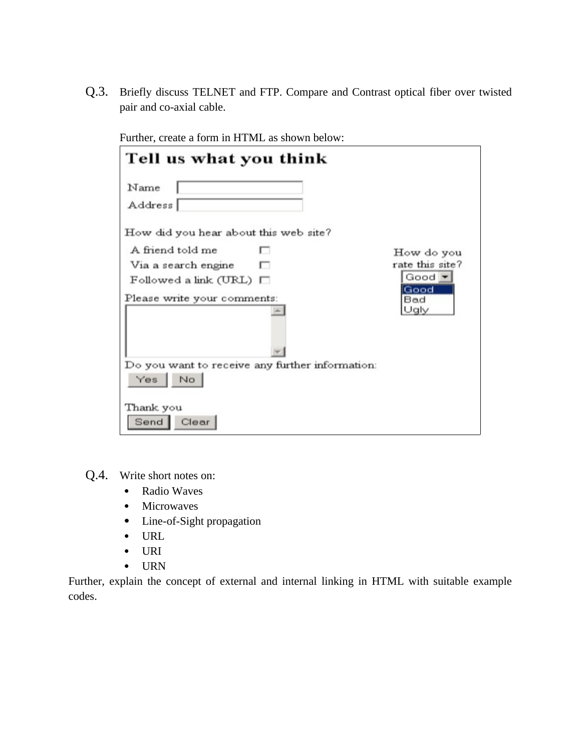Q.3. Briefly discuss TELNET and FTP. Compare and Contrast optical fiber over twisted pair and co-axial cable.

Further, create a form in HTML as shown below:

**Tell us what you think**

Name [ ]

Address [ ]

How did you hear about this web site?

- A friend told me ☐
- Via a search engine ☐
- Followed a link (URL) ☐

How do you rate this site?

[Good ▾]
- Good
- Bad
- Ugly

Please write your comments:

[ ]

Do you want to receive any further information:

[Yes] [No]

Thank you

[Send] [Clear]

Q.4. Write short notes on:

- Radio Waves
- Microwaves
- Line-of-Sight propagation
- URL
- URI
- URN

Further, explain the concept of external and internal linking in HTML with suitable example codes.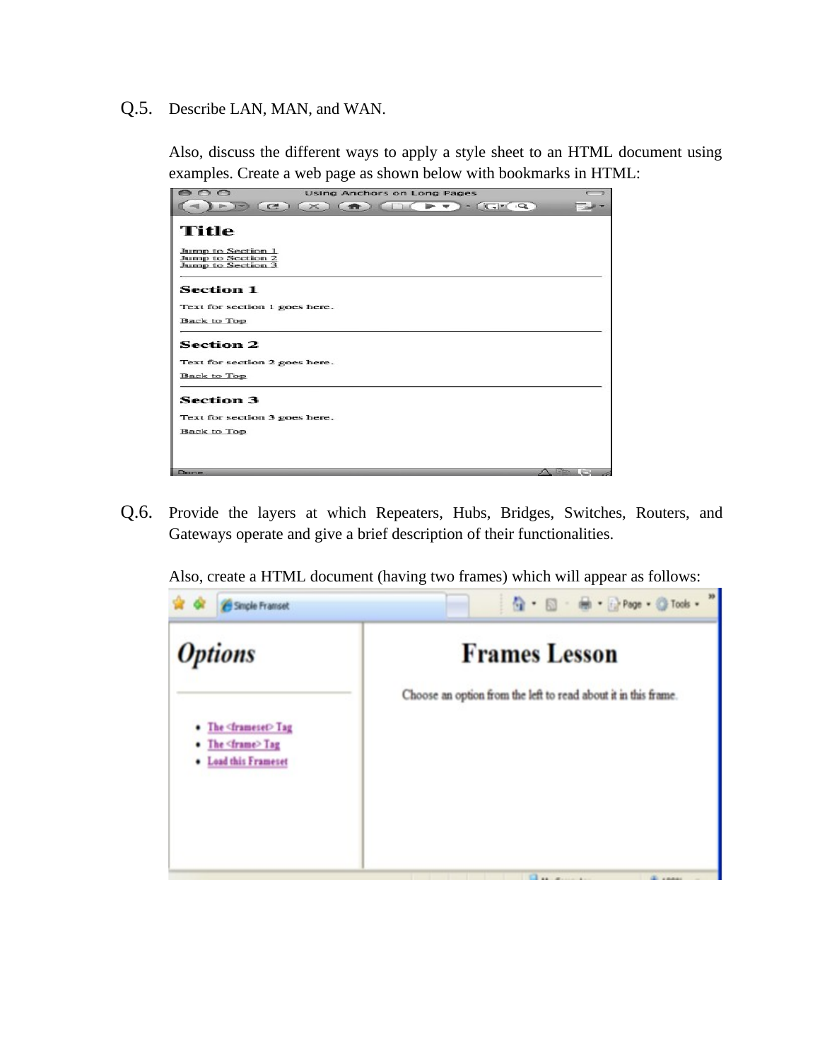Q.5. Describe LAN, MAN, and WAN.

Also, discuss the different ways to apply a style sheet to an HTML document using examples. Create a web page as shown below with bookmarks in HTML:

Q.6. Provide the layers at which Repeaters, Hubs, Bridges, Switches, Routers, and Gateways operate and give a brief description of their functionalities.

Also, create a HTML document (having two frames) which will appear as follows: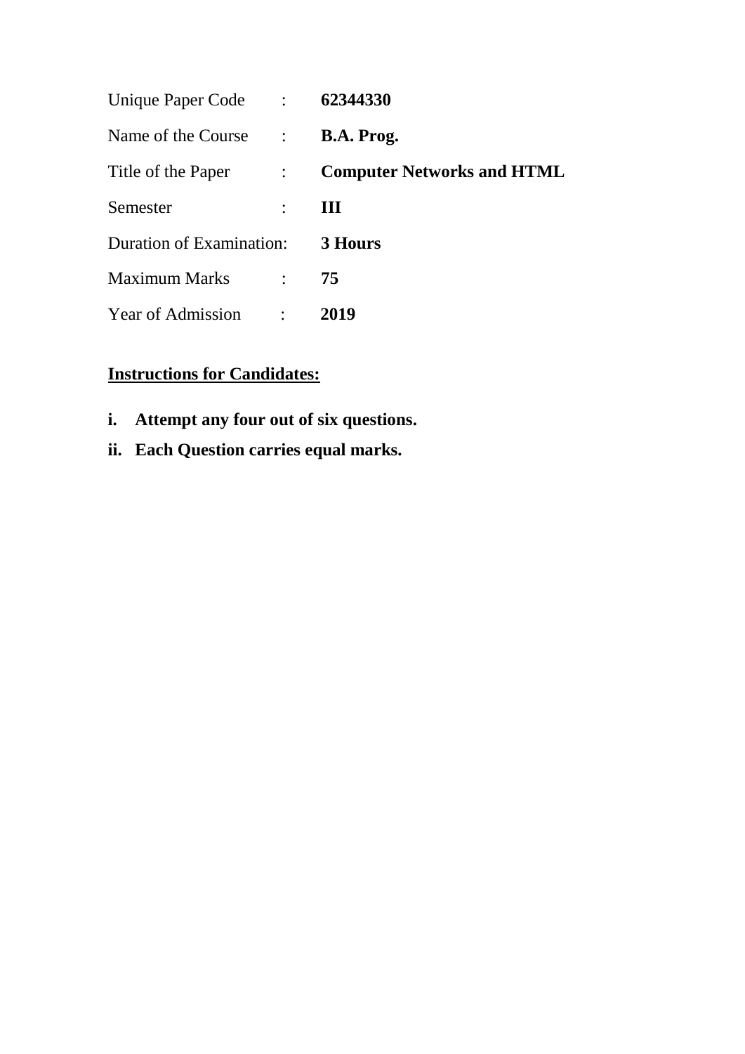| | | |
|---|---|---|
| Unique Paper Code | : | **62344330** |
| Name of the Course | : | **B.A. Prog.** |
| Title of the Paper | : | **Computer Networks and HTML** |
| Semester | : | **III** |
| Duration of Examination: | | **3 Hours** |
| Maximum Marks | : | **75** |
| Year of Admission | : | **2019** |

**<u>Instructions for Candidates:</u>**

- **i. Attempt any four out of six questions.**
- **ii. Each Question carries equal marks.**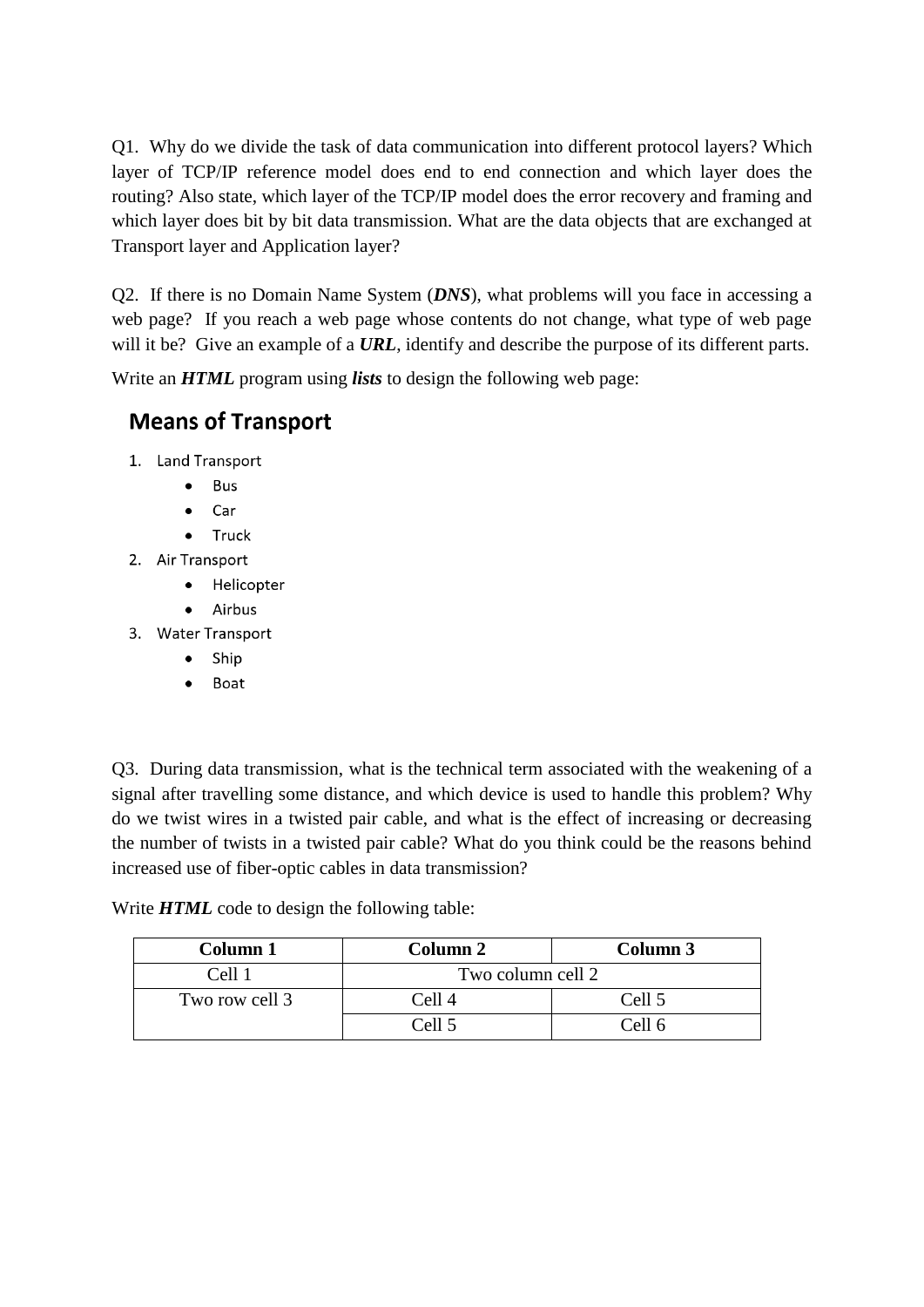Q1. Why do we divide the task of data communication into different protocol layers? Which layer of TCP/IP reference model does end to end connection and which layer does the routing? Also state, which layer of the TCP/IP model does the error recovery and framing and which layer does bit by bit data transmission. What are the data objects that are exchanged at Transport layer and Application layer?

Q2. If there is no Domain Name System (***DNS***), what problems will you face in accessing a web page? If you reach a web page whose contents do not change, what type of web page will it be? Give an example of a ***URL***, identify and describe the purpose of its different parts.

Write an ***HTML*** program using ***lists*** to design the following web page:

## Means of Transport

1. Land Transport
    - Bus
    - Car
    - Truck
2. Air Transport
    - Helicopter
    - Airbus
3. Water Transport
    - Ship
    - Boat

Q3. During data transmission, what is the technical term associated with the weakening of a signal after travelling some distance, and which device is used to handle this problem? Why do we twist wires in a twisted pair cable, and what is the effect of increasing or decreasing the number of twists in a twisted pair cable? What do you think could be the reasons behind increased use of fiber-optic cables in data transmission?

Write ***HTML*** code to design the following table:

| **Column 1** | **Column 2** | **Column 3** |
|---|---|---|
| Cell 1 | Two column cell 2 | |
| Two row cell 3 | Cell 4 | Cell 5 |
| | Cell 5 | Cell 6 |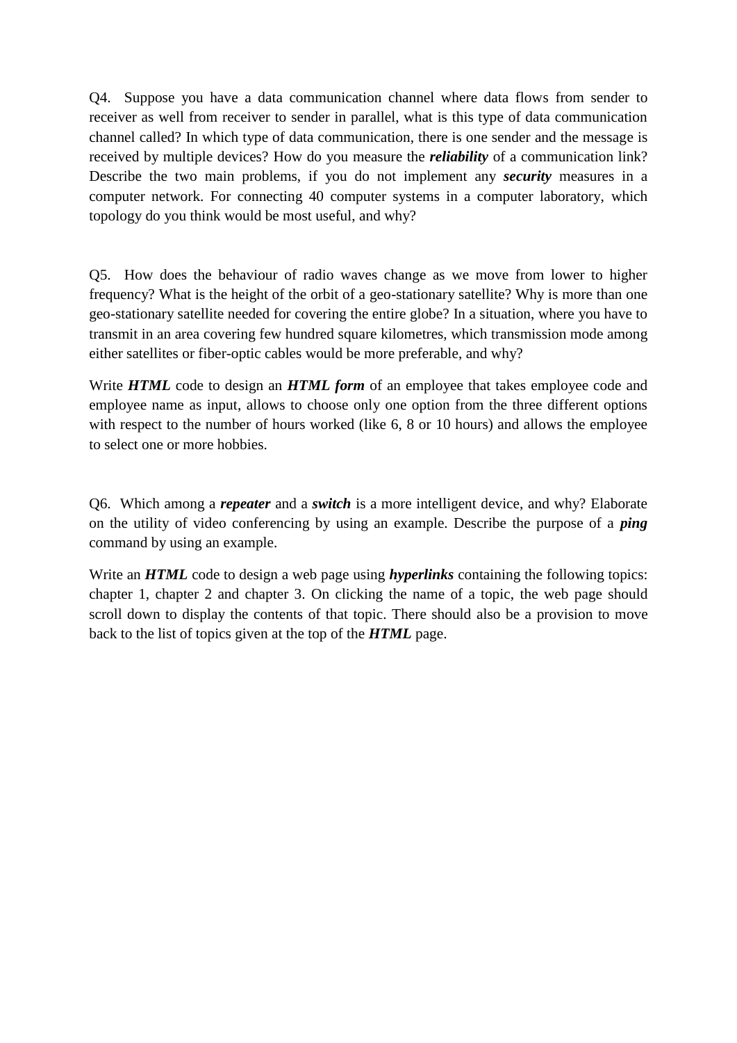Q4. Suppose you have a data communication channel where data flows from sender to receiver as well from receiver to sender in parallel, what is this type of data communication channel called? In which type of data communication, there is one sender and the message is received by multiple devices? How do you measure the ***reliability*** of a communication link? Describe the two main problems, if you do not implement any ***security*** measures in a computer network. For connecting 40 computer systems in a computer laboratory, which topology do you think would be most useful, and why?

Q5. How does the behaviour of radio waves change as we move from lower to higher frequency? What is the height of the orbit of a geo-stationary satellite? Why is more than one geo-stationary satellite needed for covering the entire globe? In a situation, where you have to transmit in an area covering few hundred square kilometres, which transmission mode among either satellites or fiber-optic cables would be more preferable, and why?

Write ***HTML*** code to design an ***HTML form*** of an employee that takes employee code and employee name as input, allows to choose only one option from the three different options with respect to the number of hours worked (like 6, 8 or 10 hours) and allows the employee to select one or more hobbies.

Q6. Which among a ***repeater*** and a ***switch*** is a more intelligent device, and why? Elaborate on the utility of video conferencing by using an example. Describe the purpose of a ***ping*** command by using an example.

Write an ***HTML*** code to design a web page using ***hyperlinks*** containing the following topics: chapter 1, chapter 2 and chapter 3. On clicking the name of a topic, the web page should scroll down to display the contents of that topic. There should also be a provision to move back to the list of topics given at the top of the ***HTML*** page.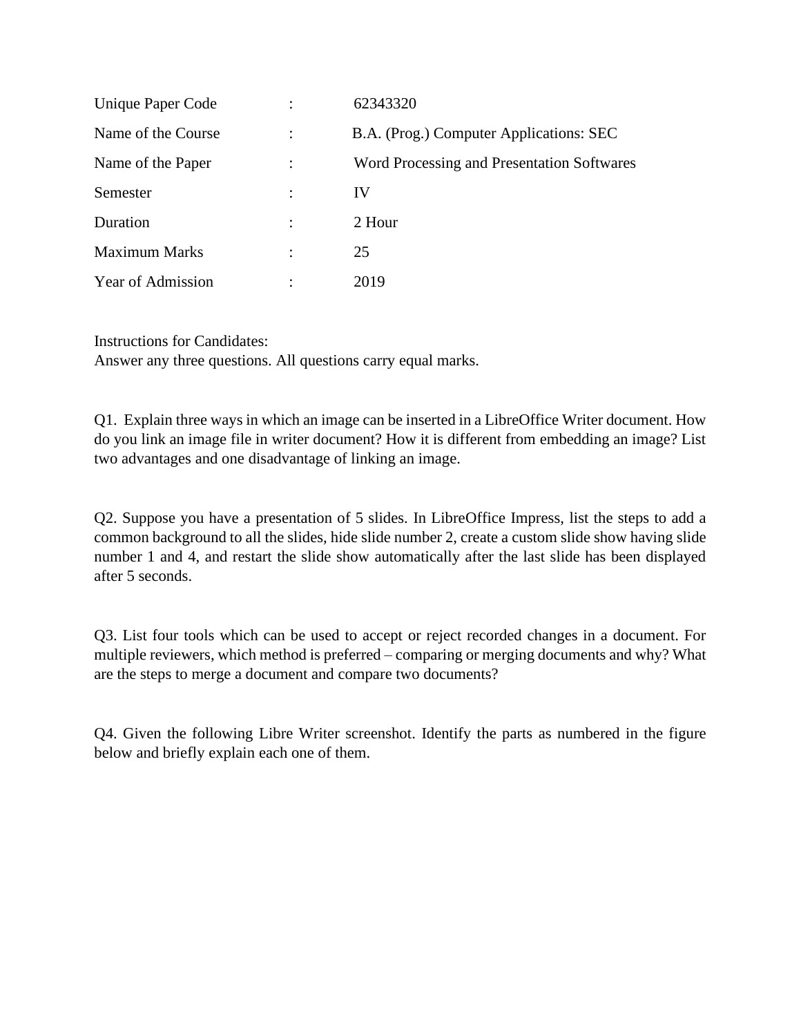| | | |
|---|---|---|
| Unique Paper Code | : | 62343320 |
| Name of the Course | : | B.A. (Prog.) Computer Applications: SEC |
| Name of the Paper | : | Word Processing and Presentation Softwares |
| Semester | : | IV |
| Duration | : | 2 Hour |
| Maximum Marks | : | 25 |
| Year of Admission | : | 2019 |

Instructions for Candidates:
Answer any three questions. All questions carry equal marks.

Q1. Explain three ways in which an image can be inserted in a LibreOffice Writer document. How do you link an image file in writer document? How it is different from embedding an image? List two advantages and one disadvantage of linking an image.

Q2. Suppose you have a presentation of 5 slides. In LibreOffice Impress, list the steps to add a common background to all the slides, hide slide number 2, create a custom slide show having slide number 1 and 4, and restart the slide show automatically after the last slide has been displayed after 5 seconds.

Q3. List four tools which can be used to accept or reject recorded changes in a document. For multiple reviewers, which method is preferred – comparing or merging documents and why? What are the steps to merge a document and compare two documents?

Q4. Given the following Libre Writer screenshot. Identify the parts as numbered in the figure below and briefly explain each one of them.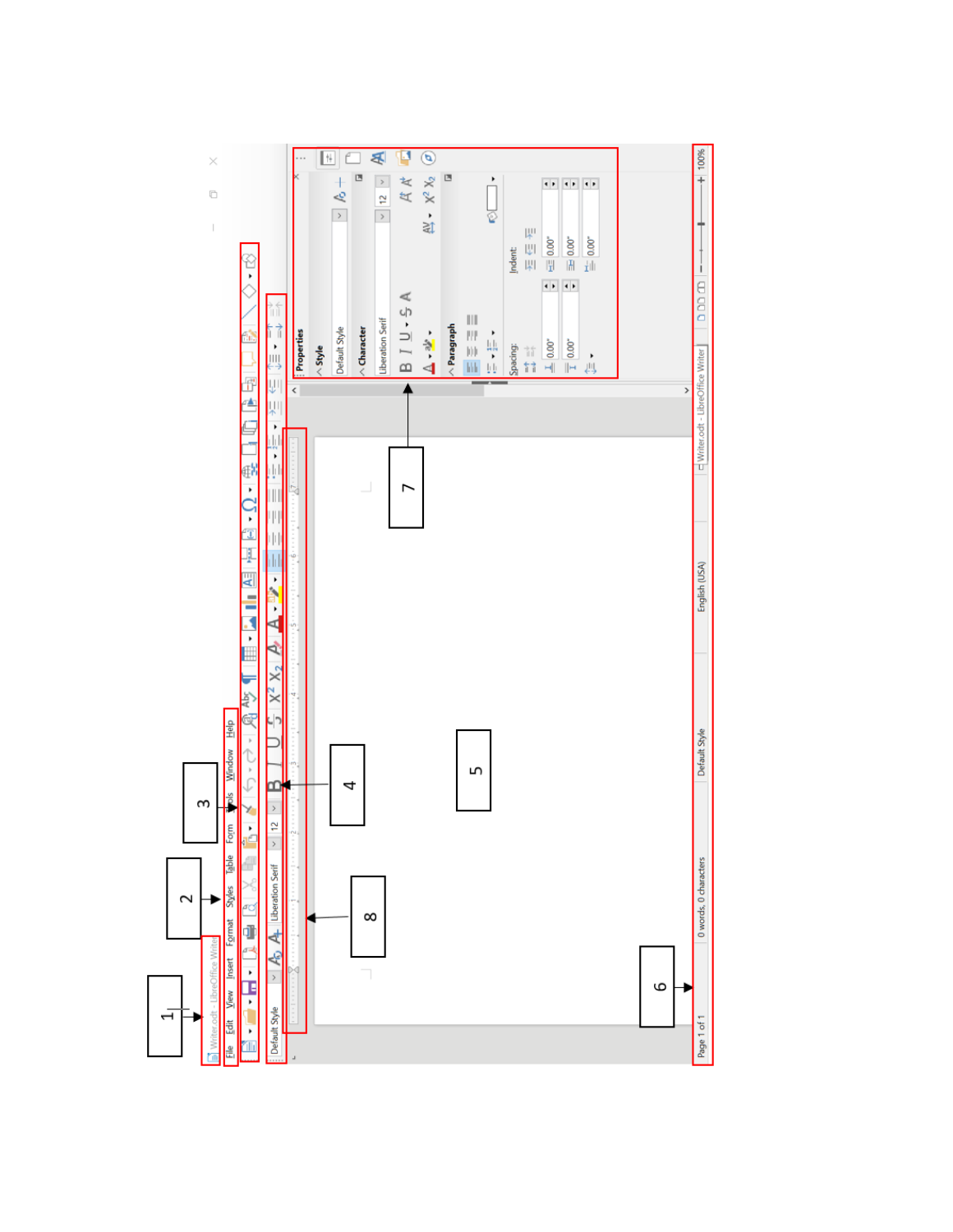1

2

3

4

5

6

7

8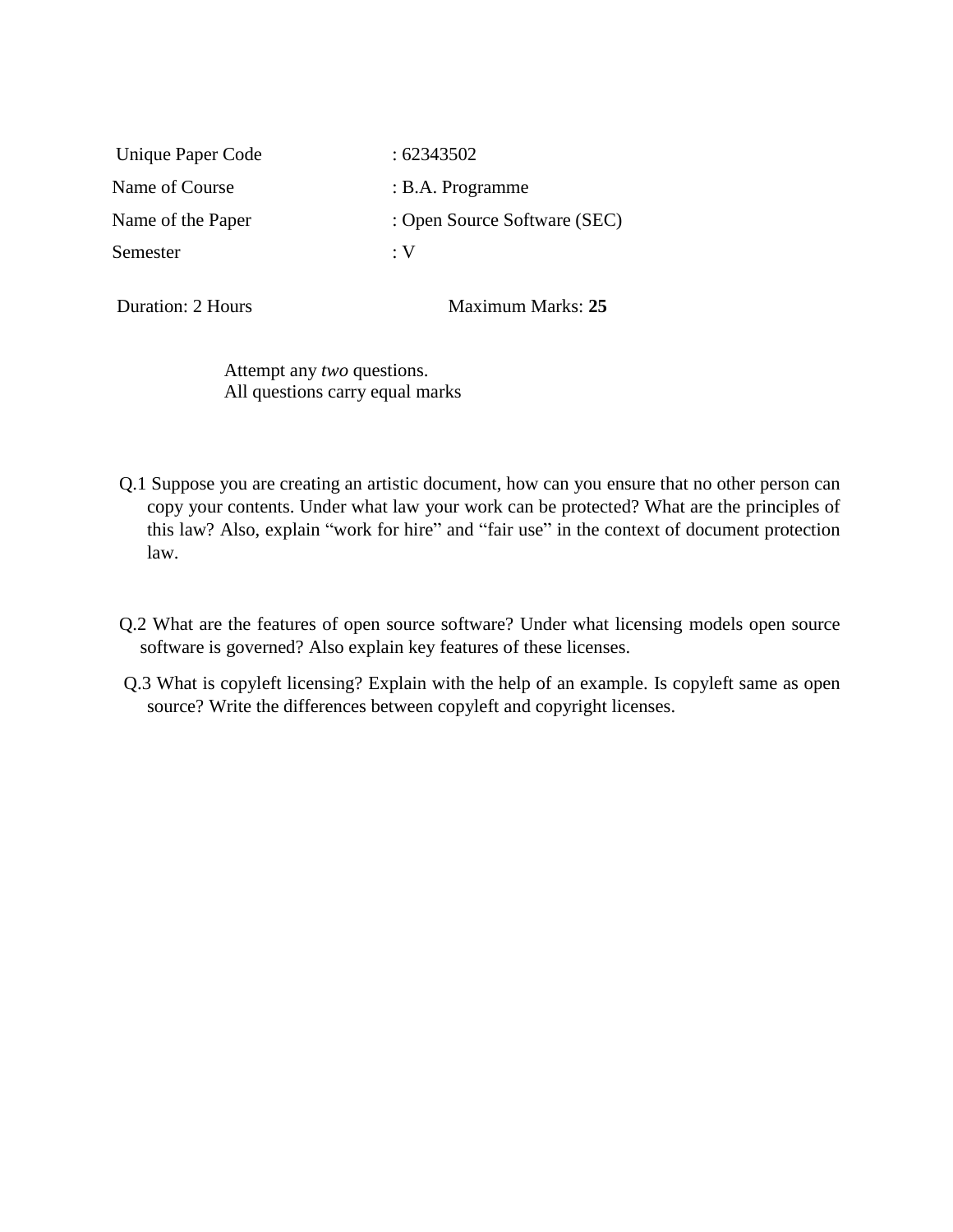| | |
|---|---|
| Unique Paper Code | : 62343502 |
| Name of Course | : B.A. Programme |
| Name of the Paper | : Open Source Software (SEC) |
| Semester | : V |

Duration: 2 Hours                    Maximum Marks: **25**

Attempt any *two* questions.
All questions carry equal marks

Q.1 Suppose you are creating an artistic document, how can you ensure that no other person can copy your contents. Under what law your work can be protected? What are the principles of this law? Also, explain "work for hire" and "fair use" in the context of document protection law.

Q.2 What are the features of open source software? Under what licensing models open source software is governed? Also explain key features of these licenses.

Q.3 What is copyleft licensing? Explain with the help of an example. Is copyleft same as open source? Write the differences between copyleft and copyright licenses.